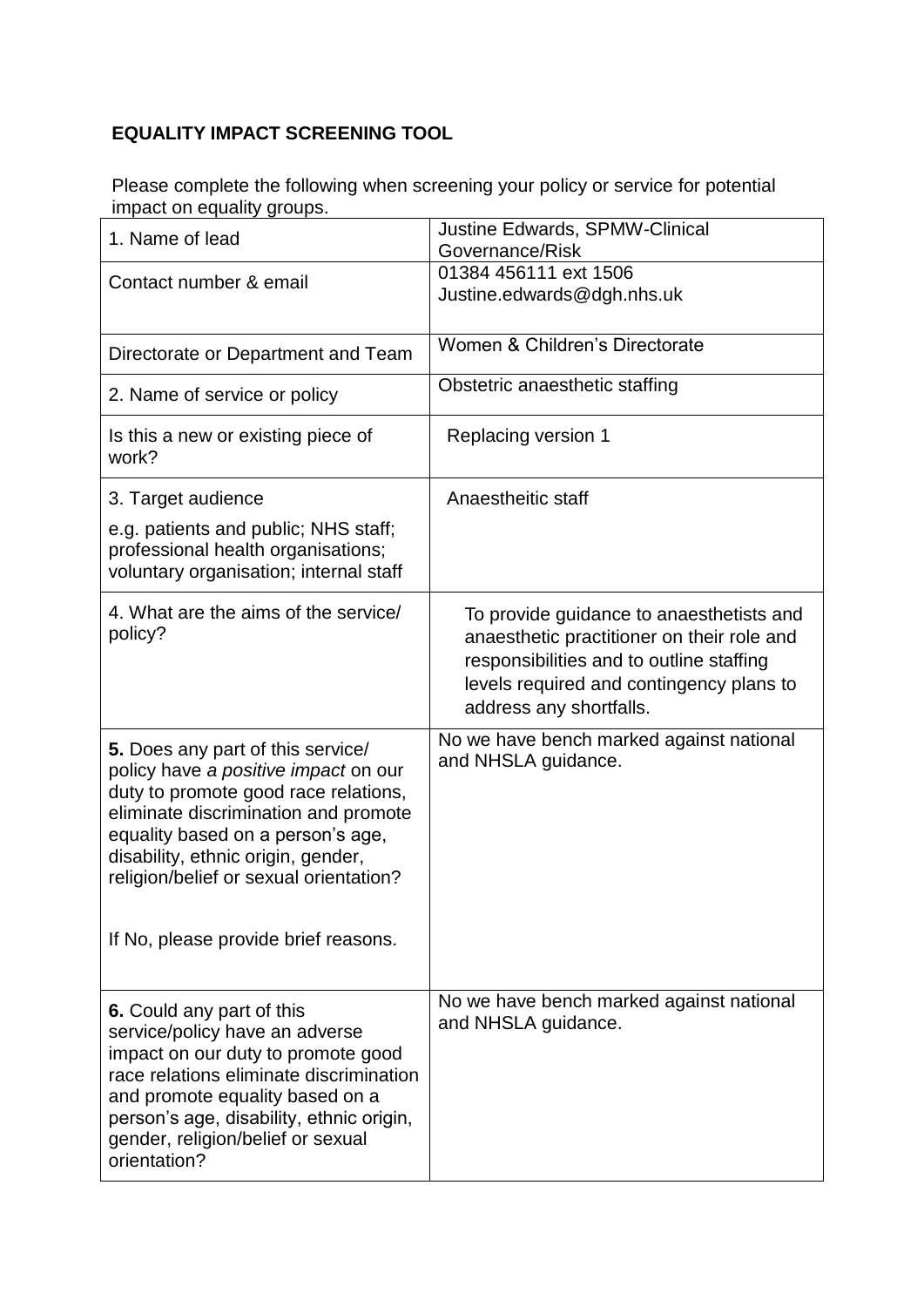## EQUALITY IMPACT SCREENING TOOL

Please complete the following when screening your policy or service for potential impact on equality groups.

| | |
|---|---|
| 1. Name of lead | Justine Edwards, SPMW-Clinical Governance/Risk |
| Contact number & email | 01384 456111 ext 1506<br>Justine.edwards@dgh.nhs.uk |
| Directorate or Department and Team | Women & Children's Directorate |
| 2. Name of service or policy | Obstetric anaesthetic staffing |
| Is this a new or existing piece of work? | Replacing version 1 |
| 3. Target audience<br><br>e.g. patients and public; NHS staff; professional health organisations; voluntary organisation; internal staff | Anaestheitic staff |
| 4. What are the aims of the service/ policy? | To provide guidance to anaesthetists and anaesthetic practitioner on their role and responsibilities and to outline staffing levels required and contingency plans to address any shortfalls. |
| **5.** Does any part of this service/ policy have *a positive impact* on our duty to promote good race relations, eliminate discrimination and promote equality based on a person's age, disability, ethnic origin, gender, religion/belief or sexual orientation?<br><br>If No, please provide brief reasons. | No we have bench marked against national and NHSLA guidance. |
| **6.** Could any part of this service/policy have an adverse impact on our duty to promote good race relations eliminate discrimination and promote equality based on a person's age, disability, ethnic origin, gender, religion/belief or sexual orientation? | No we have bench marked against national and NHSLA guidance. |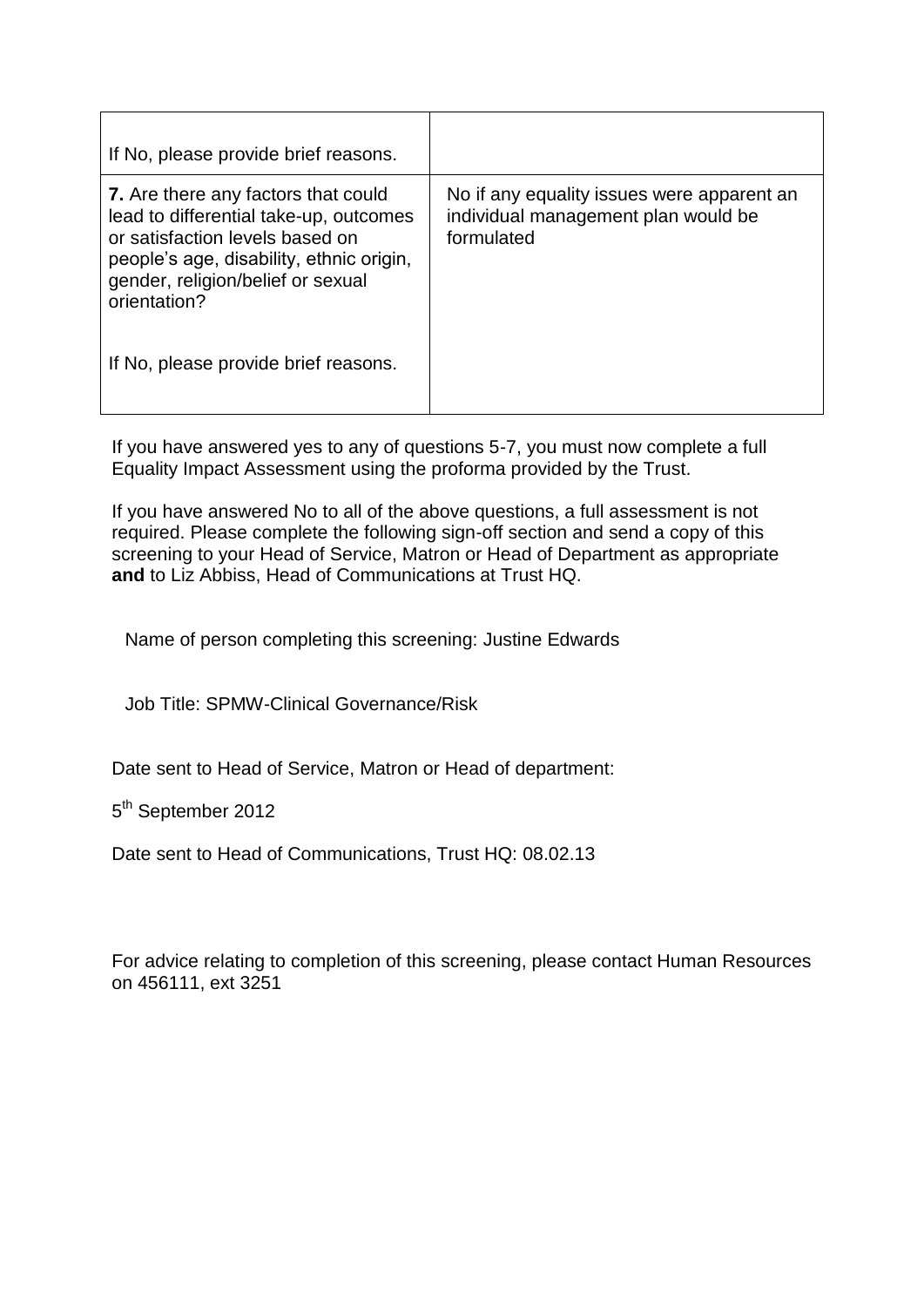| | |
|---|---|
| If No, please provide brief reasons. | |
| **7.** Are there any factors that could lead to differential take-up, outcomes or satisfaction levels based on people's age, disability, ethnic origin, gender, religion/belief or sexual orientation?<br><br>If No, please provide brief reasons. | No if any equality issues were apparent an individual management plan would be formulated |

If you have answered yes to any of questions 5-7, you must now complete a full Equality Impact Assessment using the proforma provided by the Trust.

If you have answered No to all of the above questions, a full assessment is not required. Please complete the following sign-off section and send a copy of this screening to your Head of Service, Matron or Head of Department as appropriate **and** to Liz Abbiss, Head of Communications at Trust HQ.

Name of person completing this screening: Justine Edwards

Job Title: SPMW-Clinical Governance/Risk

Date sent to Head of Service, Matron or Head of department:

5th September 2012

Date sent to Head of Communications, Trust HQ: 08.02.13

For advice relating to completion of this screening, please contact Human Resources on 456111, ext 3251